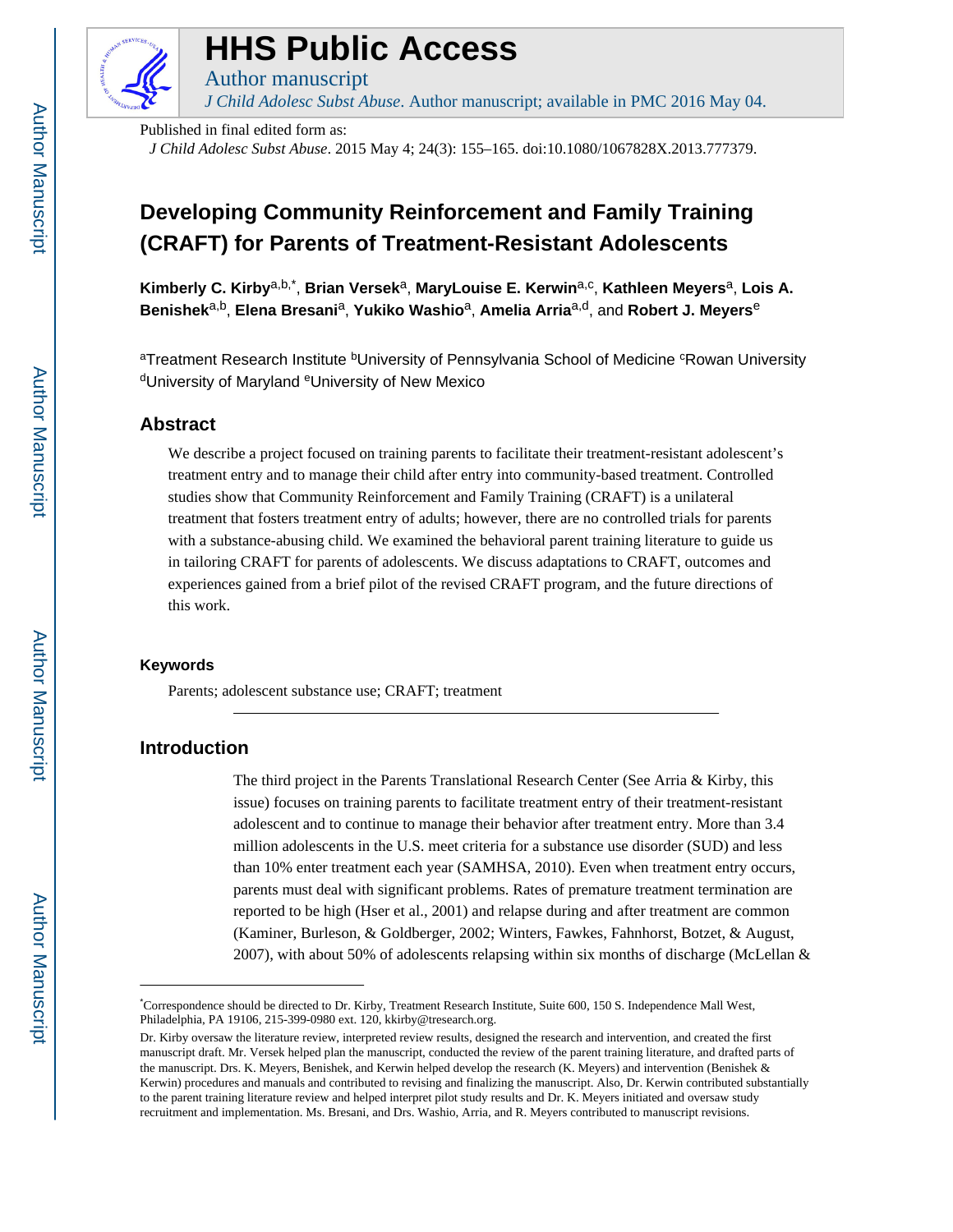# HHS Public Access

Author manuscript

*J Child Adolesc Subst Abuse*. Author manuscript; available in PMC 2016 May 04.

Published in final edited form as:

*J Child Adolesc Subst Abuse*. 2015 May 4; 24(3): 155–165. doi:10.1080/1067828X.2013.777379.

# Developing Community Reinforcement and Family Training (CRAFT) for Parents of Treatment-Resistant Adolescents

**Kimberly C. Kirby**[a,b,*], **Brian Versek**[a], **MaryLouise E. Kerwin**[a,c], **Kathleen Meyers**[a], **Lois A. Benishek**[a,b], **Elena Bresani**[a], **Yukiko Washio**[a], **Amelia Arria**[a,d], and **Robert J. Meyers**[e]

[a]Treatment Research Institute [b]University of Pennsylvania School of Medicine [c]Rowan University [d]University of Maryland [e]University of New Mexico

## Abstract

We describe a project focused on training parents to facilitate their treatment-resistant adolescent's treatment entry and to manage their child after entry into community-based treatment. Controlled studies show that Community Reinforcement and Family Training (CRAFT) is a unilateral treatment that fosters treatment entry of adults; however, there are no controlled trials for parents with a substance-abusing child. We examined the behavioral parent training literature to guide us in tailoring CRAFT for parents of adolescents. We discuss adaptations to CRAFT, outcomes and experiences gained from a brief pilot of the revised CRAFT program, and the future directions of this work.

### Keywords

Parents; adolescent substance use; CRAFT; treatment

## Introduction

The third project in the Parents Translational Research Center (See Arria & Kirby, this issue) focuses on training parents to facilitate treatment entry of their treatment-resistant adolescent and to continue to manage their behavior after treatment entry. More than 3.4 million adolescents in the U.S. meet criteria for a substance use disorder (SUD) and less than 10% enter treatment each year (SAMHSA, 2010). Even when treatment entry occurs, parents must deal with significant problems. Rates of premature treatment termination are reported to be high (Hser et al., 2001) and relapse during and after treatment are common (Kaminer, Burleson, & Goldberger, 2002; Winters, Fawkes, Fahnhorst, Botzet, & August, 2007), with about 50% of adolescents relapsing within six months of discharge (McLellan &

---

*Correspondence should be directed to Dr. Kirby, Treatment Research Institute, Suite 600, 150 S. Independence Mall West, Philadelphia, PA 19106, 215-399-0980 ext. 120, kkirby@tresearch.org.

Dr. Kirby oversaw the literature review, interpreted review results, designed the research and intervention, and created the first manuscript draft. Mr. Versek helped plan the manuscript, conducted the review of the parent training literature, and drafted parts of the manuscript. Drs. K. Meyers, Benishek, and Kerwin helped develop the research (K. Meyers) and intervention (Benishek & Kerwin) procedures and manuals and contributed to revising and finalizing the manuscript. Also, Dr. Kerwin contributed substantially to the parent training literature review and helped interpret pilot study results and Dr. K. Meyers initiated and oversaw study recruitment and implementation. Ms. Bresani, and Drs. Washio, Arria, and R. Meyers contributed to manuscript revisions.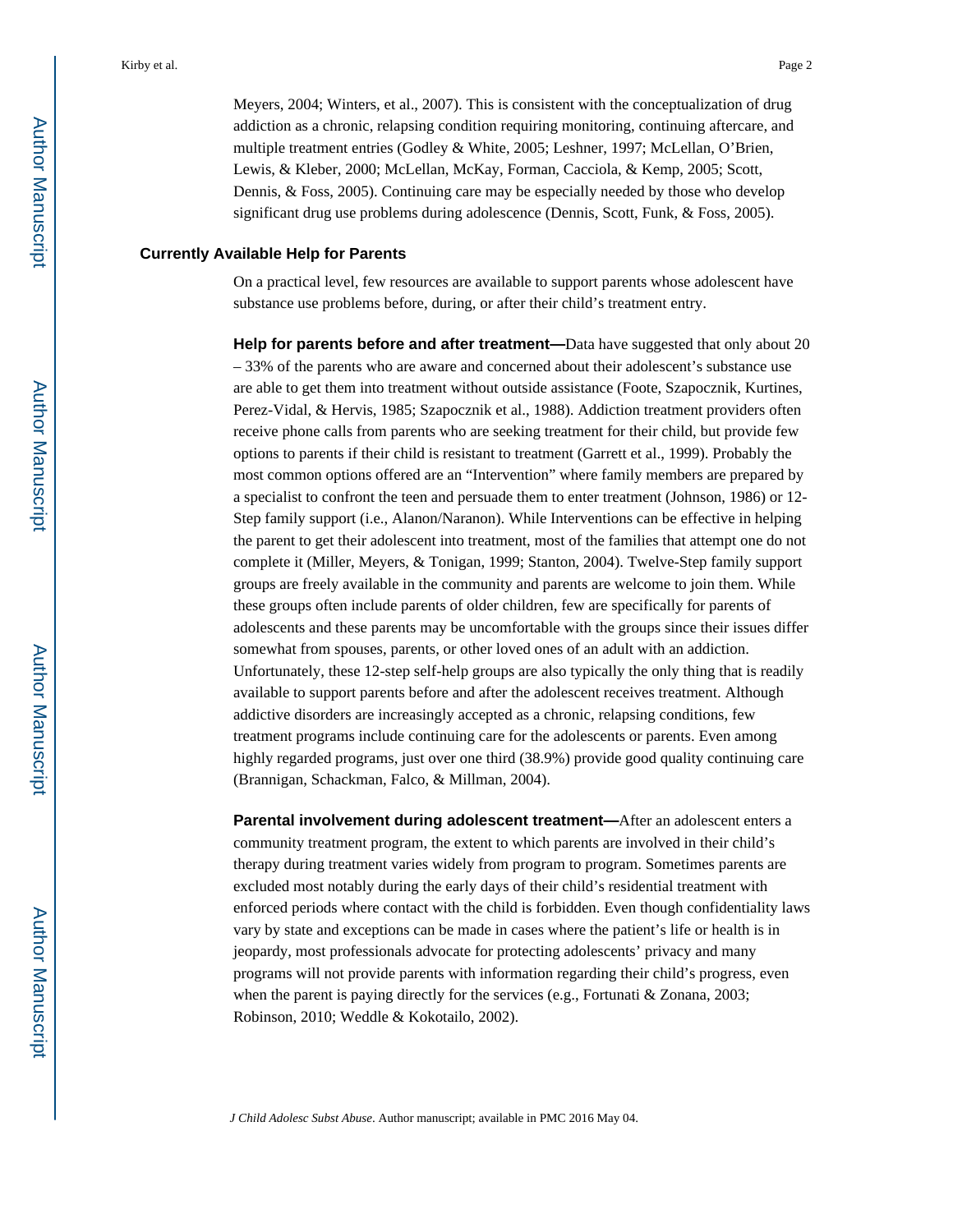Meyers, 2004; Winters, et al., 2007). This is consistent with the conceptualization of drug addiction as a chronic, relapsing condition requiring monitoring, continuing aftercare, and multiple treatment entries (Godley & White, 2005; Leshner, 1997; McLellan, O'Brien, Lewis, & Kleber, 2000; McLellan, McKay, Forman, Cacciola, & Kemp, 2005; Scott, Dennis, & Foss, 2005). Continuing care may be especially needed by those who develop significant drug use problems during adolescence (Dennis, Scott, Funk, & Foss, 2005).

## Currently Available Help for Parents

On a practical level, few resources are available to support parents whose adolescent have substance use problems before, during, or after their child's treatment entry.

**Help for parents before and after treatment—**Data have suggested that only about 20 – 33% of the parents who are aware and concerned about their adolescent's substance use are able to get them into treatment without outside assistance (Foote, Szapocznik, Kurtines, Perez-Vidal, & Hervis, 1985; Szapocznik et al., 1988). Addiction treatment providers often receive phone calls from parents who are seeking treatment for their child, but provide few options to parents if their child is resistant to treatment (Garrett et al., 1999). Probably the most common options offered are an "Intervention" where family members are prepared by a specialist to confront the teen and persuade them to enter treatment (Johnson, 1986) or 12-Step family support (i.e., Alanon/Naranon). While Interventions can be effective in helping the parent to get their adolescent into treatment, most of the families that attempt one do not complete it (Miller, Meyers, & Tonigan, 1999; Stanton, 2004). Twelve-Step family support groups are freely available in the community and parents are welcome to join them. While these groups often include parents of older children, few are specifically for parents of adolescents and these parents may be uncomfortable with the groups since their issues differ somewhat from spouses, parents, or other loved ones of an adult with an addiction. Unfortunately, these 12-step self-help groups are also typically the only thing that is readily available to support parents before and after the adolescent receives treatment. Although addictive disorders are increasingly accepted as a chronic, relapsing conditions, few treatment programs include continuing care for the adolescents or parents. Even among highly regarded programs, just over one third (38.9%) provide good quality continuing care (Brannigan, Schackman, Falco, & Millman, 2004).

**Parental involvement during adolescent treatment—**After an adolescent enters a community treatment program, the extent to which parents are involved in their child's therapy during treatment varies widely from program to program. Sometimes parents are excluded most notably during the early days of their child's residential treatment with enforced periods where contact with the child is forbidden. Even though confidentiality laws vary by state and exceptions can be made in cases where the patient's life or health is in jeopardy, most professionals advocate for protecting adolescents' privacy and many programs will not provide parents with information regarding their child's progress, even when the parent is paying directly for the services (e.g., Fortunati & Zonana, 2003; Robinson, 2010; Weddle & Kokotailo, 2002).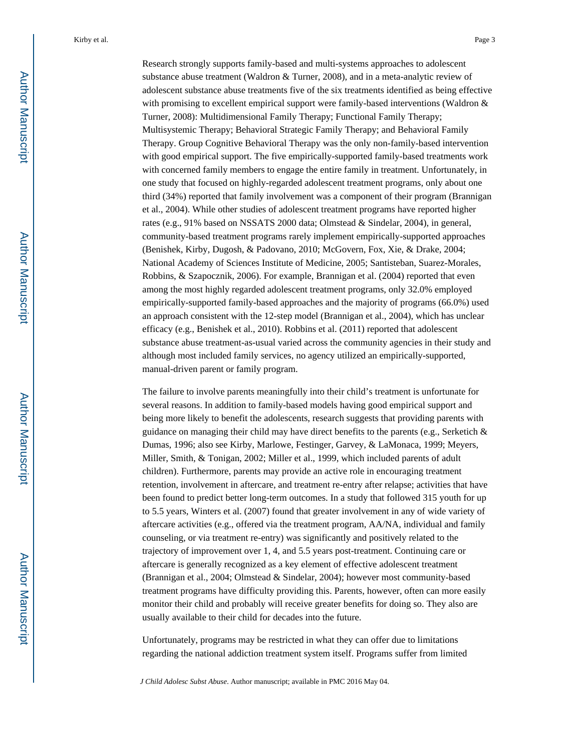Research strongly supports family-based and multi-systems approaches to adolescent substance abuse treatment (Waldron & Turner, 2008), and in a meta-analytic review of adolescent substance abuse treatments five of the six treatments identified as being effective with promising to excellent empirical support were family-based interventions (Waldron & Turner, 2008): Multidimensional Family Therapy; Functional Family Therapy; Multisystemic Therapy; Behavioral Strategic Family Therapy; and Behavioral Family Therapy. Group Cognitive Behavioral Therapy was the only non-family-based intervention with good empirical support. The five empirically-supported family-based treatments work with concerned family members to engage the entire family in treatment. Unfortunately, in one study that focused on highly-regarded adolescent treatment programs, only about one third (34%) reported that family involvement was a component of their program (Brannigan et al., 2004). While other studies of adolescent treatment programs have reported higher rates (e.g., 91% based on NSSATS 2000 data; Olmstead & Sindelar, 2004), in general, community-based treatment programs rarely implement empirically-supported approaches (Benishek, Kirby, Dugosh, & Padovano, 2010; McGovern, Fox, Xie, & Drake, 2004; National Academy of Sciences Institute of Medicine, 2005; Santisteban, Suarez-Morales, Robbins, & Szapocznik, 2006). For example, Brannigan et al. (2004) reported that even among the most highly regarded adolescent treatment programs, only 32.0% employed empirically-supported family-based approaches and the majority of programs (66.0%) used an approach consistent with the 12-step model (Brannigan et al., 2004), which has unclear efficacy (e.g., Benishek et al., 2010). Robbins et al. (2011) reported that adolescent substance abuse treatment-as-usual varied across the community agencies in their study and although most included family services, no agency utilized an empirically-supported, manual-driven parent or family program.

The failure to involve parents meaningfully into their child's treatment is unfortunate for several reasons. In addition to family-based models having good empirical support and being more likely to benefit the adolescents, research suggests that providing parents with guidance on managing their child may have direct benefits to the parents (e.g., Serketich & Dumas, 1996; also see Kirby, Marlowe, Festinger, Garvey, & LaMonaca, 1999; Meyers, Miller, Smith, & Tonigan, 2002; Miller et al., 1999, which included parents of adult children). Furthermore, parents may provide an active role in encouraging treatment retention, involvement in aftercare, and treatment re-entry after relapse; activities that have been found to predict better long-term outcomes. In a study that followed 315 youth for up to 5.5 years, Winters et al. (2007) found that greater involvement in any of wide variety of aftercare activities (e.g., offered via the treatment program, AA/NA, individual and family counseling, or via treatment re-entry) was significantly and positively related to the trajectory of improvement over 1, 4, and 5.5 years post-treatment. Continuing care or aftercare is generally recognized as a key element of effective adolescent treatment (Brannigan et al., 2004; Olmstead & Sindelar, 2004); however most community-based treatment programs have difficulty providing this. Parents, however, often can more easily monitor their child and probably will receive greater benefits for doing so. They also are usually available to their child for decades into the future.

Unfortunately, programs may be restricted in what they can offer due to limitations regarding the national addiction treatment system itself. Programs suffer from limited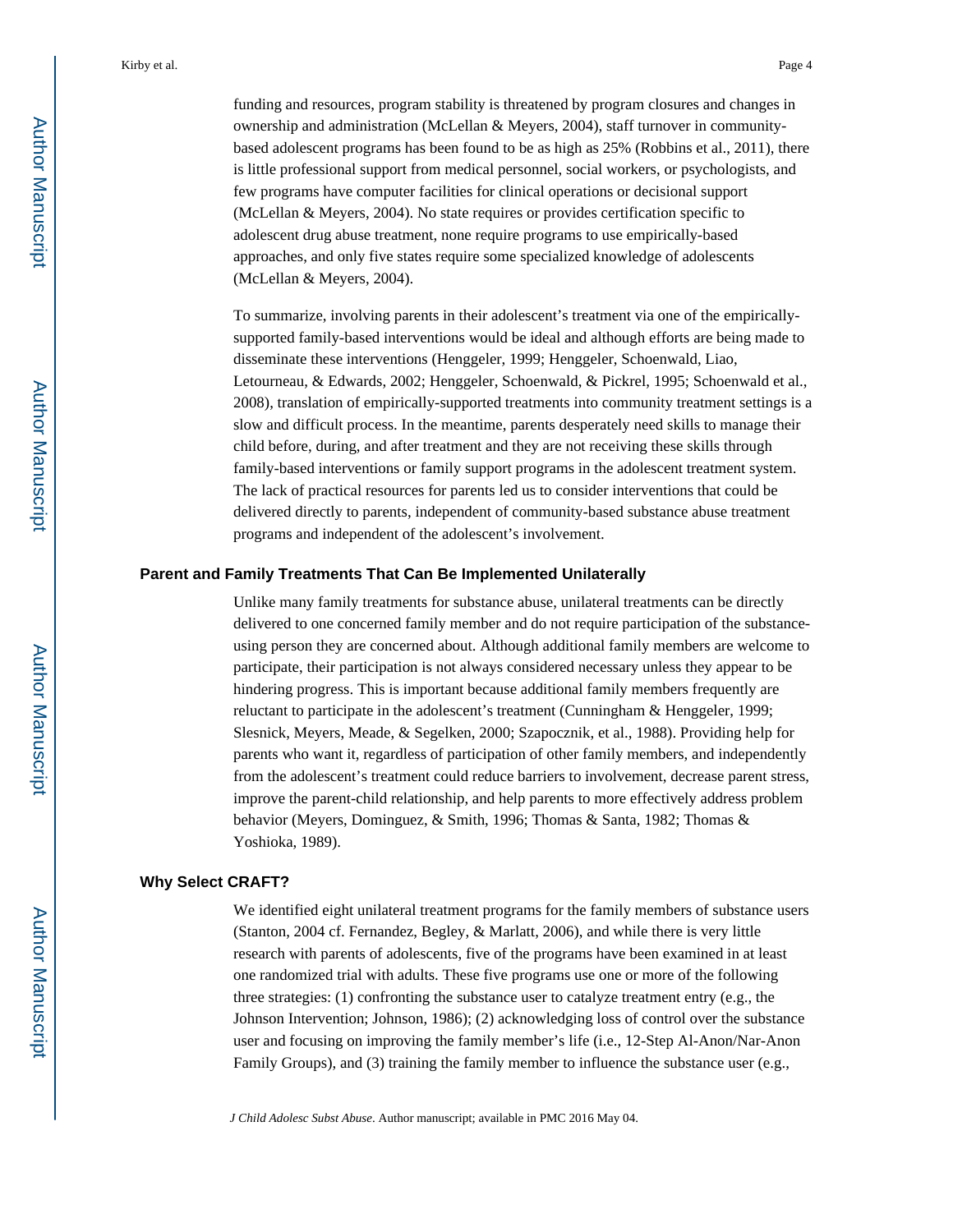funding and resources, program stability is threatened by program closures and changes in ownership and administration (McLellan & Meyers, 2004), staff turnover in community-based adolescent programs has been found to be as high as 25% (Robbins et al., 2011), there is little professional support from medical personnel, social workers, or psychologists, and few programs have computer facilities for clinical operations or decisional support (McLellan & Meyers, 2004). No state requires or provides certification specific to adolescent drug abuse treatment, none require programs to use empirically-based approaches, and only five states require some specialized knowledge of adolescents (McLellan & Meyers, 2004).

To summarize, involving parents in their adolescent's treatment via one of the empirically-supported family-based interventions would be ideal and although efforts are being made to disseminate these interventions (Henggeler, 1999; Henggeler, Schoenwald, Liao, Letourneau, & Edwards, 2002; Henggeler, Schoenwald, & Pickrel, 1995; Schoenwald et al., 2008), translation of empirically-supported treatments into community treatment settings is a slow and difficult process. In the meantime, parents desperately need skills to manage their child before, during, and after treatment and they are not receiving these skills through family-based interventions or family support programs in the adolescent treatment system. The lack of practical resources for parents led us to consider interventions that could be delivered directly to parents, independent of community-based substance abuse treatment programs and independent of the adolescent's involvement.

## Parent and Family Treatments That Can Be Implemented Unilaterally

Unlike many family treatments for substance abuse, unilateral treatments can be directly delivered to one concerned family member and do not require participation of the substance-using person they are concerned about. Although additional family members are welcome to participate, their participation is not always considered necessary unless they appear to be hindering progress. This is important because additional family members frequently are reluctant to participate in the adolescent's treatment (Cunningham & Henggeler, 1999; Slesnick, Meyers, Meade, & Segelken, 2000; Szapocznik, et al., 1988). Providing help for parents who want it, regardless of participation of other family members, and independently from the adolescent's treatment could reduce barriers to involvement, decrease parent stress, improve the parent-child relationship, and help parents to more effectively address problem behavior (Meyers, Dominguez, & Smith, 1996; Thomas & Santa, 1982; Thomas & Yoshioka, 1989).

## Why Select CRAFT?

We identified eight unilateral treatment programs for the family members of substance users (Stanton, 2004 cf. Fernandez, Begley, & Marlatt, 2006), and while there is very little research with parents of adolescents, five of the programs have been examined in at least one randomized trial with adults. These five programs use one or more of the following three strategies: (1) confronting the substance user to catalyze treatment entry (e.g., the Johnson Intervention; Johnson, 1986); (2) acknowledging loss of control over the substance user and focusing on improving the family member's life (i.e., 12-Step Al-Anon/Nar-Anon Family Groups), and (3) training the family member to influence the substance user (e.g.,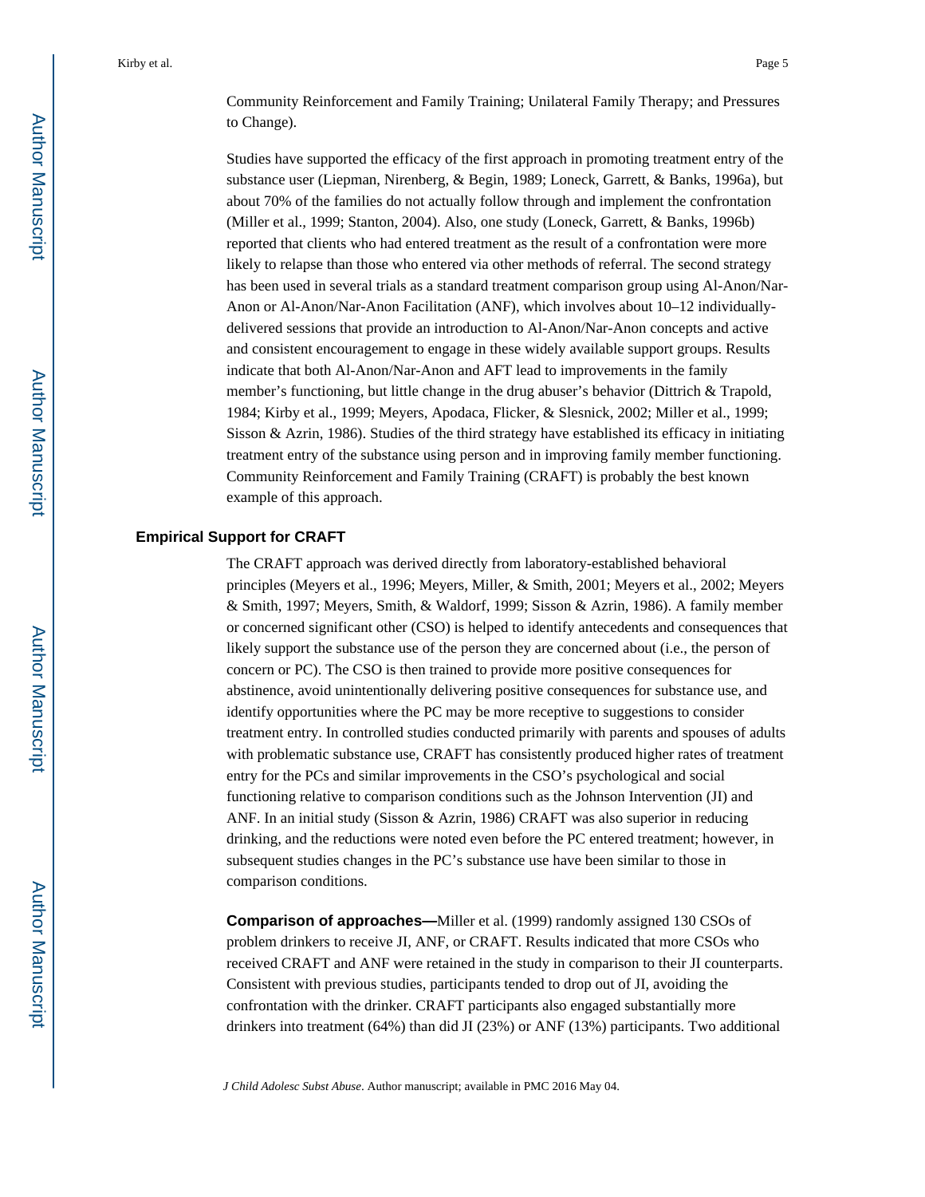Community Reinforcement and Family Training; Unilateral Family Therapy; and Pressures to Change).

Studies have supported the efficacy of the first approach in promoting treatment entry of the substance user (Liepman, Nirenberg, & Begin, 1989; Loneck, Garrett, & Banks, 1996a), but about 70% of the families do not actually follow through and implement the confrontation (Miller et al., 1999; Stanton, 2004). Also, one study (Loneck, Garrett, & Banks, 1996b) reported that clients who had entered treatment as the result of a confrontation were more likely to relapse than those who entered via other methods of referral. The second strategy has been used in several trials as a standard treatment comparison group using Al-Anon/Nar-Anon or Al-Anon/Nar-Anon Facilitation (ANF), which involves about 10–12 individually-delivered sessions that provide an introduction to Al-Anon/Nar-Anon concepts and active and consistent encouragement to engage in these widely available support groups. Results indicate that both Al-Anon/Nar-Anon and AFT lead to improvements in the family member's functioning, but little change in the drug abuser's behavior (Dittrich & Trapold, 1984; Kirby et al., 1999; Meyers, Apodaca, Flicker, & Slesnick, 2002; Miller et al., 1999; Sisson & Azrin, 1986). Studies of the third strategy have established its efficacy in initiating treatment entry of the substance using person and in improving family member functioning. Community Reinforcement and Family Training (CRAFT) is probably the best known example of this approach.

## Empirical Support for CRAFT

The CRAFT approach was derived directly from laboratory-established behavioral principles (Meyers et al., 1996; Meyers, Miller, & Smith, 2001; Meyers et al., 2002; Meyers & Smith, 1997; Meyers, Smith, & Waldorf, 1999; Sisson & Azrin, 1986). A family member or concerned significant other (CSO) is helped to identify antecedents and consequences that likely support the substance use of the person they are concerned about (i.e., the person of concern or PC). The CSO is then trained to provide more positive consequences for abstinence, avoid unintentionally delivering positive consequences for substance use, and identify opportunities where the PC may be more receptive to suggestions to consider treatment entry. In controlled studies conducted primarily with parents and spouses of adults with problematic substance use, CRAFT has consistently produced higher rates of treatment entry for the PCs and similar improvements in the CSO's psychological and social functioning relative to comparison conditions such as the Johnson Intervention (JI) and ANF. In an initial study (Sisson & Azrin, 1986) CRAFT was also superior in reducing drinking, and the reductions were noted even before the PC entered treatment; however, in subsequent studies changes in the PC's substance use have been similar to those in comparison conditions.

**Comparison of approaches—**Miller et al. (1999) randomly assigned 130 CSOs of problem drinkers to receive JI, ANF, or CRAFT. Results indicated that more CSOs who received CRAFT and ANF were retained in the study in comparison to their JI counterparts. Consistent with previous studies, participants tended to drop out of JI, avoiding the confrontation with the drinker. CRAFT participants also engaged substantially more drinkers into treatment (64%) than did JI (23%) or ANF (13%) participants. Two additional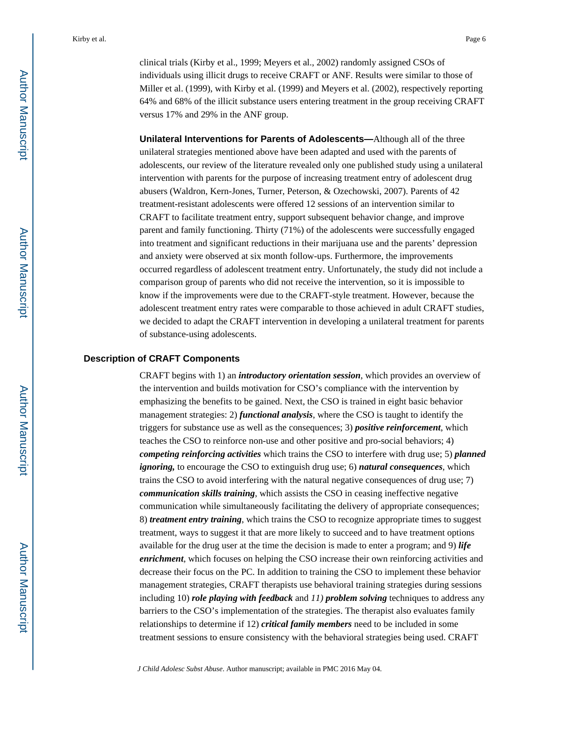clinical trials (Kirby et al., 1999; Meyers et al., 2002) randomly assigned CSOs of individuals using illicit drugs to receive CRAFT or ANF. Results were similar to those of Miller et al. (1999), with Kirby et al. (1999) and Meyers et al. (2002), respectively reporting 64% and 68% of the illicit substance users entering treatment in the group receiving CRAFT versus 17% and 29% in the ANF group.

**Unilateral Interventions for Parents of Adolescents—**Although all of the three unilateral strategies mentioned above have been adapted and used with the parents of adolescents, our review of the literature revealed only one published study using a unilateral intervention with parents for the purpose of increasing treatment entry of adolescent drug abusers (Waldron, Kern-Jones, Turner, Peterson, & Ozechowski, 2007). Parents of 42 treatment-resistant adolescents were offered 12 sessions of an intervention similar to CRAFT to facilitate treatment entry, support subsequent behavior change, and improve parent and family functioning. Thirty (71%) of the adolescents were successfully engaged into treatment and significant reductions in their marijuana use and the parents' depression and anxiety were observed at six month follow-ups. Furthermore, the improvements occurred regardless of adolescent treatment entry. Unfortunately, the study did not include a comparison group of parents who did not receive the intervention, so it is impossible to know if the improvements were due to the CRAFT-style treatment. However, because the adolescent treatment entry rates were comparable to those achieved in adult CRAFT studies, we decided to adapt the CRAFT intervention in developing a unilateral treatment for parents of substance-using adolescents.

### Description of CRAFT Components

CRAFT begins with 1) an ***introductory orientation session***, which provides an overview of the intervention and builds motivation for CSO's compliance with the intervention by emphasizing the benefits to be gained. Next, the CSO is trained in eight basic behavior management strategies: 2) ***functional analysis***, where the CSO is taught to identify the triggers for substance use as well as the consequences; 3) ***positive reinforcement***, which teaches the CSO to reinforce non-use and other positive and pro-social behaviors; 4) ***competing reinforcing activities*** which trains the CSO to interfere with drug use; 5) ***planned ignoring,*** to encourage the CSO to extinguish drug use; 6) ***natural consequences***, which trains the CSO to avoid interfering with the natural negative consequences of drug use; 7) ***communication skills training***, which assists the CSO in ceasing ineffective negative communication while simultaneously facilitating the delivery of appropriate consequences; 8) ***treatment entry training***, which trains the CSO to recognize appropriate times to suggest treatment, ways to suggest it that are more likely to succeed and to have treatment options available for the drug user at the time the decision is made to enter a program; and 9) ***life enrichment***, which focuses on helping the CSO increase their own reinforcing activities and decrease their focus on the PC. In addition to training the CSO to implement these behavior management strategies, CRAFT therapists use behavioral training strategies during sessions including 10) ***role playing with feedback*** and *11)* ***problem solving*** techniques to address any barriers to the CSO's implementation of the strategies. The therapist also evaluates family relationships to determine if 12) ***critical family members*** need to be included in some treatment sessions to ensure consistency with the behavioral strategies being used. CRAFT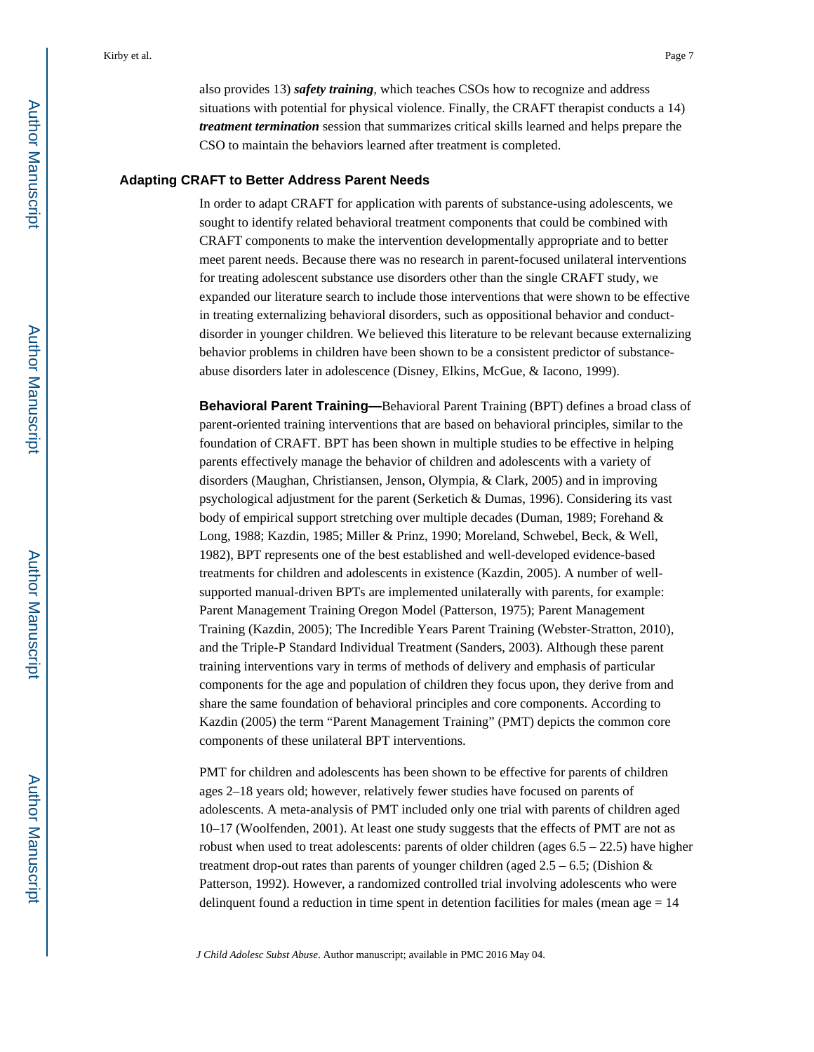also provides 13) ***safety training***, which teaches CSOs how to recognize and address situations with potential for physical violence. Finally, the CRAFT therapist conducts a 14) ***treatment termination*** session that summarizes critical skills learned and helps prepare the CSO to maintain the behaviors learned after treatment is completed.

## Adapting CRAFT to Better Address Parent Needs

In order to adapt CRAFT for application with parents of substance-using adolescents, we sought to identify related behavioral treatment components that could be combined with CRAFT components to make the intervention developmentally appropriate and to better meet parent needs. Because there was no research in parent-focused unilateral interventions for treating adolescent substance use disorders other than the single CRAFT study, we expanded our literature search to include those interventions that were shown to be effective in treating externalizing behavioral disorders, such as oppositional behavior and conduct-disorder in younger children. We believed this literature to be relevant because externalizing behavior problems in children have been shown to be a consistent predictor of substance-abuse disorders later in adolescence (Disney, Elkins, McGue, & Iacono, 1999).

**Behavioral Parent Training—**Behavioral Parent Training (BPT) defines a broad class of parent-oriented training interventions that are based on behavioral principles, similar to the foundation of CRAFT. BPT has been shown in multiple studies to be effective in helping parents effectively manage the behavior of children and adolescents with a variety of disorders (Maughan, Christiansen, Jenson, Olympia, & Clark, 2005) and in improving psychological adjustment for the parent (Serketich & Dumas, 1996). Considering its vast body of empirical support stretching over multiple decades (Duman, 1989; Forehand & Long, 1988; Kazdin, 1985; Miller & Prinz, 1990; Moreland, Schwebel, Beck, & Well, 1982), BPT represents one of the best established and well-developed evidence-based treatments for children and adolescents in existence (Kazdin, 2005). A number of well-supported manual-driven BPTs are implemented unilaterally with parents, for example: Parent Management Training Oregon Model (Patterson, 1975); Parent Management Training (Kazdin, 2005); The Incredible Years Parent Training (Webster-Stratton, 2010), and the Triple-P Standard Individual Treatment (Sanders, 2003). Although these parent training interventions vary in terms of methods of delivery and emphasis of particular components for the age and population of children they focus upon, they derive from and share the same foundation of behavioral principles and core components. According to Kazdin (2005) the term "Parent Management Training" (PMT) depicts the common core components of these unilateral BPT interventions.

PMT for children and adolescents has been shown to be effective for parents of children ages 2–18 years old; however, relatively fewer studies have focused on parents of adolescents. A meta-analysis of PMT included only one trial with parents of children aged 10–17 (Woolfenden, 2001). At least one study suggests that the effects of PMT are not as robust when used to treat adolescents: parents of older children (ages 6.5 – 22.5) have higher treatment drop-out rates than parents of younger children (aged 2.5 – 6.5; (Dishion & Patterson, 1992). However, a randomized controlled trial involving adolescents who were delinquent found a reduction in time spent in detention facilities for males (mean age = 14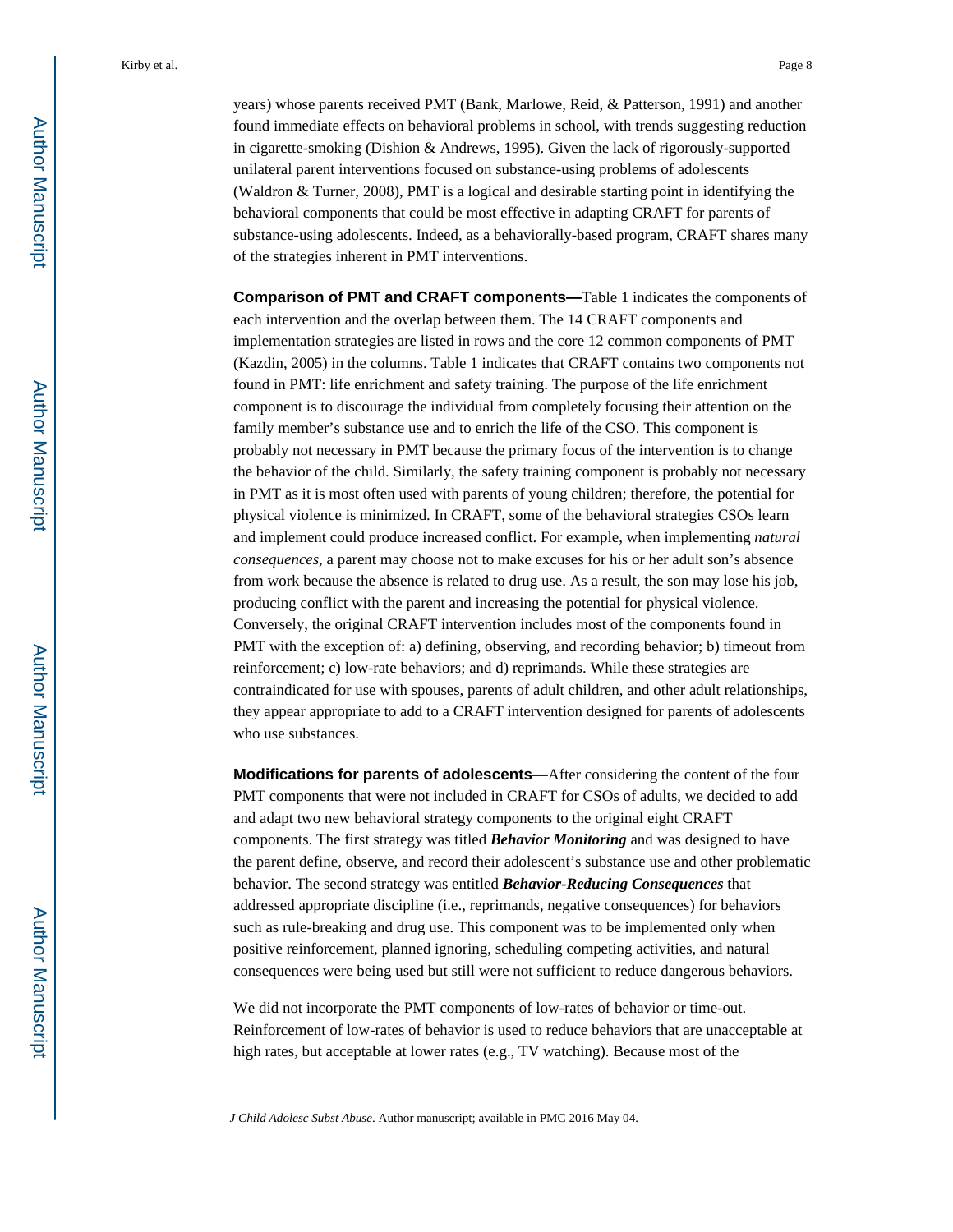years) whose parents received PMT (Bank, Marlowe, Reid, & Patterson, 1991) and another found immediate effects on behavioral problems in school, with trends suggesting reduction in cigarette-smoking (Dishion & Andrews, 1995). Given the lack of rigorously-supported unilateral parent interventions focused on substance-using problems of adolescents (Waldron & Turner, 2008), PMT is a logical and desirable starting point in identifying the behavioral components that could be most effective in adapting CRAFT for parents of substance-using adolescents. Indeed, as a behaviorally-based program, CRAFT shares many of the strategies inherent in PMT interventions.

**Comparison of PMT and CRAFT components—**Table 1 indicates the components of each intervention and the overlap between them. The 14 CRAFT components and implementation strategies are listed in rows and the core 12 common components of PMT (Kazdin, 2005) in the columns. Table 1 indicates that CRAFT contains two components not found in PMT: life enrichment and safety training. The purpose of the life enrichment component is to discourage the individual from completely focusing their attention on the family member's substance use and to enrich the life of the CSO. This component is probably not necessary in PMT because the primary focus of the intervention is to change the behavior of the child. Similarly, the safety training component is probably not necessary in PMT as it is most often used with parents of young children; therefore, the potential for physical violence is minimized. In CRAFT, some of the behavioral strategies CSOs learn and implement could produce increased conflict. For example, when implementing *natural consequences*, a parent may choose not to make excuses for his or her adult son's absence from work because the absence is related to drug use. As a result, the son may lose his job, producing conflict with the parent and increasing the potential for physical violence. Conversely, the original CRAFT intervention includes most of the components found in PMT with the exception of: a) defining, observing, and recording behavior; b) timeout from reinforcement; c) low-rate behaviors; and d) reprimands. While these strategies are contraindicated for use with spouses, parents of adult children, and other adult relationships, they appear appropriate to add to a CRAFT intervention designed for parents of adolescents who use substances.

**Modifications for parents of adolescents—**After considering the content of the four PMT components that were not included in CRAFT for CSOs of adults, we decided to add and adapt two new behavioral strategy components to the original eight CRAFT components. The first strategy was titled ***Behavior Monitoring*** and was designed to have the parent define, observe, and record their adolescent's substance use and other problematic behavior. The second strategy was entitled ***Behavior-Reducing Consequences*** that addressed appropriate discipline (i.e., reprimands, negative consequences) for behaviors such as rule-breaking and drug use. This component was to be implemented only when positive reinforcement, planned ignoring, scheduling competing activities, and natural consequences were being used but still were not sufficient to reduce dangerous behaviors.

We did not incorporate the PMT components of low-rates of behavior or time-out. Reinforcement of low-rates of behavior is used to reduce behaviors that are unacceptable at high rates, but acceptable at lower rates (e.g., TV watching). Because most of the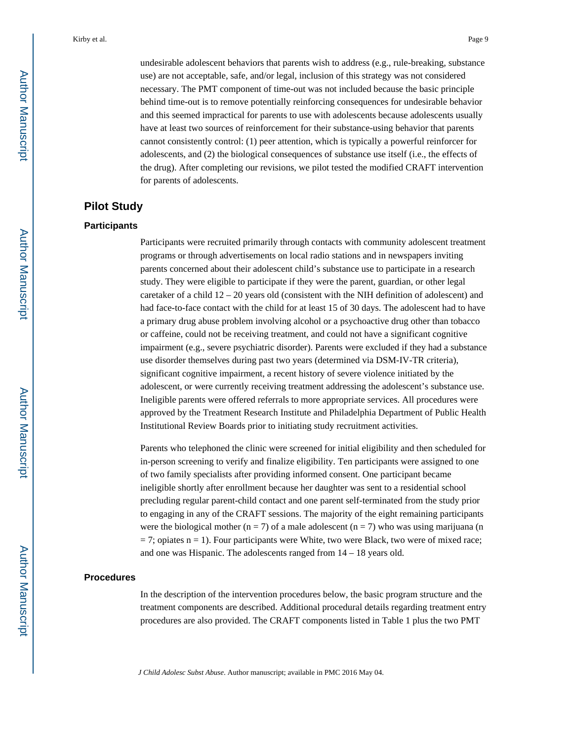undesirable adolescent behaviors that parents wish to address (e.g., rule-breaking, substance use) are not acceptable, safe, and/or legal, inclusion of this strategy was not considered necessary. The PMT component of time-out was not included because the basic principle behind time-out is to remove potentially reinforcing consequences for undesirable behavior and this seemed impractical for parents to use with adolescents because adolescents usually have at least two sources of reinforcement for their substance-using behavior that parents cannot consistently control: (1) peer attention, which is typically a powerful reinforcer for adolescents, and (2) the biological consequences of substance use itself (i.e., the effects of the drug). After completing our revisions, we pilot tested the modified CRAFT intervention for parents of adolescents.

## Pilot Study

### Participants

Participants were recruited primarily through contacts with community adolescent treatment programs or through advertisements on local radio stations and in newspapers inviting parents concerned about their adolescent child's substance use to participate in a research study. They were eligible to participate if they were the parent, guardian, or other legal caretaker of a child 12 – 20 years old (consistent with the NIH definition of adolescent) and had face-to-face contact with the child for at least 15 of 30 days. The adolescent had to have a primary drug abuse problem involving alcohol or a psychoactive drug other than tobacco or caffeine, could not be receiving treatment, and could not have a significant cognitive impairment (e.g., severe psychiatric disorder). Parents were excluded if they had a substance use disorder themselves during past two years (determined via DSM-IV-TR criteria), significant cognitive impairment, a recent history of severe violence initiated by the adolescent, or were currently receiving treatment addressing the adolescent's substance use. Ineligible parents were offered referrals to more appropriate services. All procedures were approved by the Treatment Research Institute and Philadelphia Department of Public Health Institutional Review Boards prior to initiating study recruitment activities.

Parents who telephoned the clinic were screened for initial eligibility and then scheduled for in-person screening to verify and finalize eligibility. Ten participants were assigned to one of two family specialists after providing informed consent. One participant became ineligible shortly after enrollment because her daughter was sent to a residential school precluding regular parent-child contact and one parent self-terminated from the study prior to engaging in any of the CRAFT sessions. The majority of the eight remaining participants were the biological mother ($n = 7$) of a male adolescent ($n = 7$) who was using marijuana ($n = 7$; opiates $n = 1$). Four participants were White, two were Black, two were of mixed race; and one was Hispanic. The adolescents ranged from 14 – 18 years old.

### Procedures

In the description of the intervention procedures below, the basic program structure and the treatment components are described. Additional procedural details regarding treatment entry procedures are also provided. The CRAFT components listed in Table 1 plus the two PMT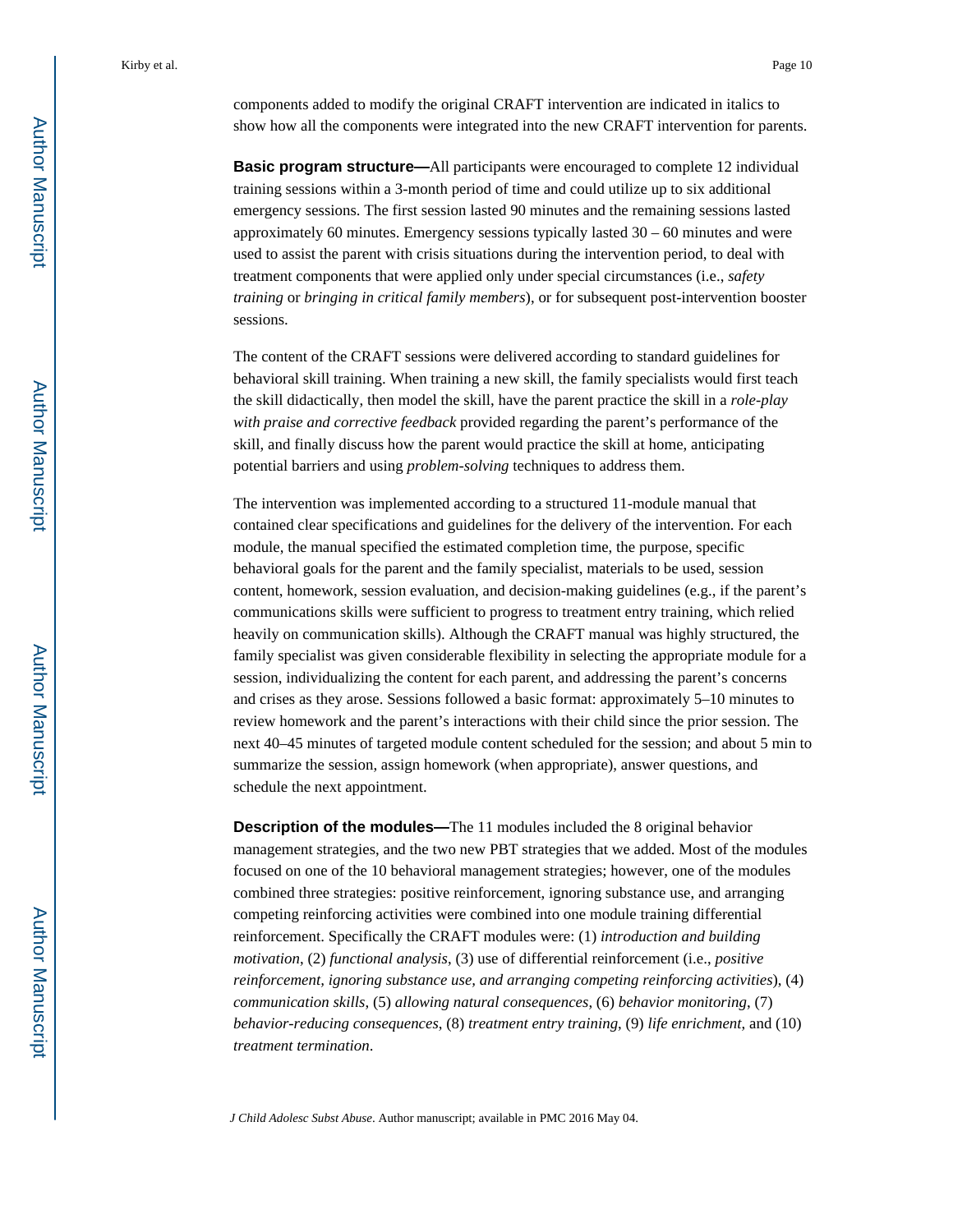components added to modify the original CRAFT intervention are indicated in italics to show how all the components were integrated into the new CRAFT intervention for parents.

**Basic program structure—**All participants were encouraged to complete 12 individual training sessions within a 3-month period of time and could utilize up to six additional emergency sessions. The first session lasted 90 minutes and the remaining sessions lasted approximately 60 minutes. Emergency sessions typically lasted 30 – 60 minutes and were used to assist the parent with crisis situations during the intervention period, to deal with treatment components that were applied only under special circumstances (i.e., *safety training* or *bringing in critical family members*), or for subsequent post-intervention booster sessions.

The content of the CRAFT sessions were delivered according to standard guidelines for behavioral skill training. When training a new skill, the family specialists would first teach the skill didactically, then model the skill, have the parent practice the skill in a *role-play with praise and corrective feedback* provided regarding the parent's performance of the skill, and finally discuss how the parent would practice the skill at home, anticipating potential barriers and using *problem-solving* techniques to address them.

The intervention was implemented according to a structured 11-module manual that contained clear specifications and guidelines for the delivery of the intervention. For each module, the manual specified the estimated completion time, the purpose, specific behavioral goals for the parent and the family specialist, materials to be used, session content, homework, session evaluation, and decision-making guidelines (e.g., if the parent's communications skills were sufficient to progress to treatment entry training, which relied heavily on communication skills). Although the CRAFT manual was highly structured, the family specialist was given considerable flexibility in selecting the appropriate module for a session, individualizing the content for each parent, and addressing the parent's concerns and crises as they arose. Sessions followed a basic format: approximately 5–10 minutes to review homework and the parent's interactions with their child since the prior session. The next 40–45 minutes of targeted module content scheduled for the session; and about 5 min to summarize the session, assign homework (when appropriate), answer questions, and schedule the next appointment.

**Description of the modules—**The 11 modules included the 8 original behavior management strategies, and the two new PBT strategies that we added. Most of the modules focused on one of the 10 behavioral management strategies; however, one of the modules combined three strategies: positive reinforcement, ignoring substance use, and arranging competing reinforcing activities were combined into one module training differential reinforcement. Specifically the CRAFT modules were: (1) *introduction and building motivation*, (2) *functional analysis*, (3) use of differential reinforcement (i.e., *positive reinforcement, ignoring substance use, and arranging competing reinforcing activities*), (4) *communication skills*, (5) *allowing natural consequences*, (6) *behavior monitoring*, (7) *behavior-reducing consequences*, (8) *treatment entry training*, (9) *life enrichment*, and (10) *treatment termination*.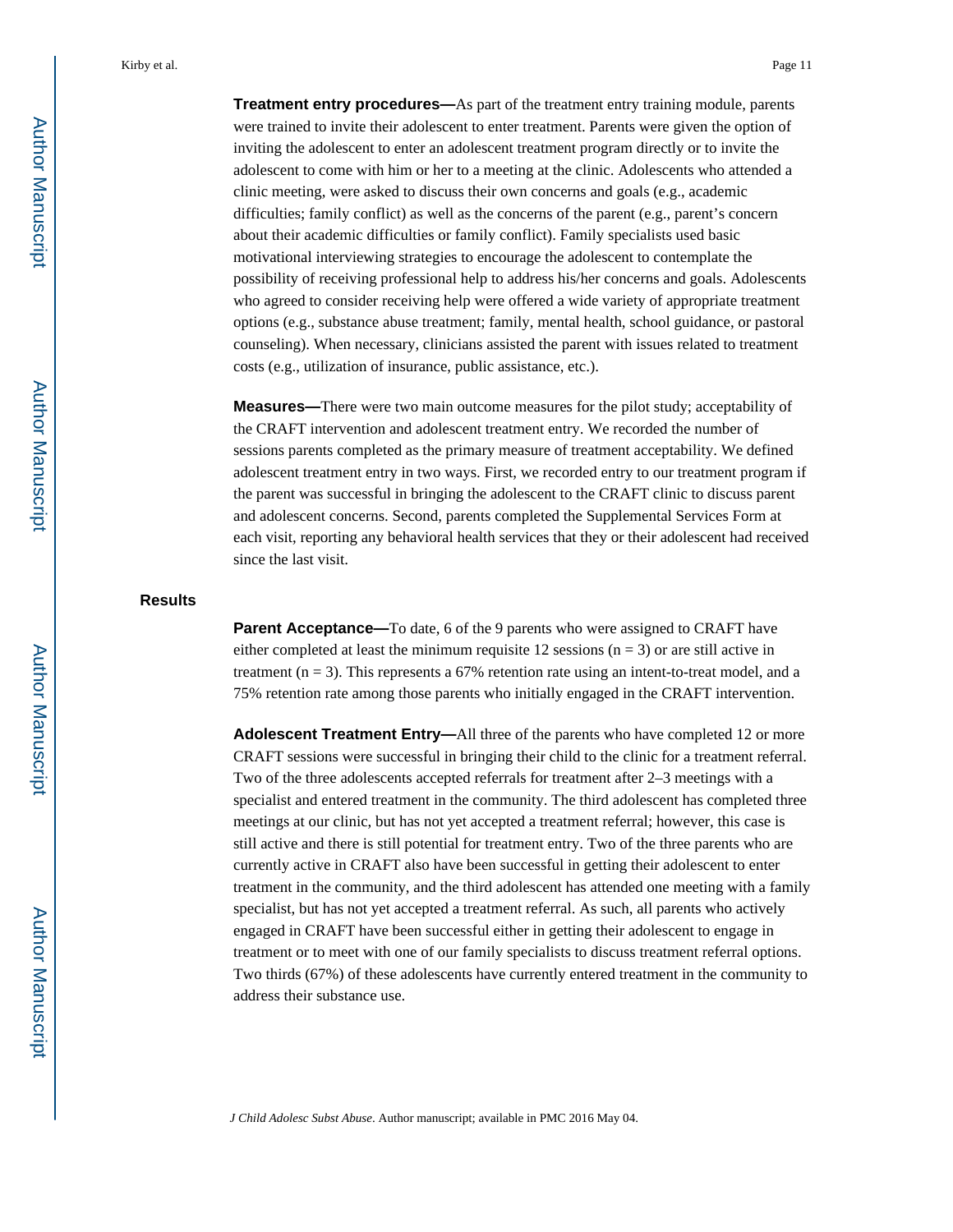**Treatment entry procedures—**As part of the treatment entry training module, parents were trained to invite their adolescent to enter treatment. Parents were given the option of inviting the adolescent to enter an adolescent treatment program directly or to invite the adolescent to come with him or her to a meeting at the clinic. Adolescents who attended a clinic meeting, were asked to discuss their own concerns and goals (e.g., academic difficulties; family conflict) as well as the concerns of the parent (e.g., parent's concern about their academic difficulties or family conflict). Family specialists used basic motivational interviewing strategies to encourage the adolescent to contemplate the possibility of receiving professional help to address his/her concerns and goals. Adolescents who agreed to consider receiving help were offered a wide variety of appropriate treatment options (e.g., substance abuse treatment; family, mental health, school guidance, or pastoral counseling). When necessary, clinicians assisted the parent with issues related to treatment costs (e.g., utilization of insurance, public assistance, etc.).

**Measures—**There were two main outcome measures for the pilot study; acceptability of the CRAFT intervention and adolescent treatment entry. We recorded the number of sessions parents completed as the primary measure of treatment acceptability. We defined adolescent treatment entry in two ways. First, we recorded entry to our treatment program if the parent was successful in bringing the adolescent to the CRAFT clinic to discuss parent and adolescent concerns. Second, parents completed the Supplemental Services Form at each visit, reporting any behavioral health services that they or their adolescent had received since the last visit.

## Results

**Parent Acceptance—**To date, 6 of the 9 parents who were assigned to CRAFT have either completed at least the minimum requisite 12 sessions ($n = 3$) or are still active in treatment ($n = 3$). This represents a 67% retention rate using an intent-to-treat model, and a 75% retention rate among those parents who initially engaged in the CRAFT intervention.

**Adolescent Treatment Entry—**All three of the parents who have completed 12 or more CRAFT sessions were successful in bringing their child to the clinic for a treatment referral. Two of the three adolescents accepted referrals for treatment after 2–3 meetings with a specialist and entered treatment in the community. The third adolescent has completed three meetings at our clinic, but has not yet accepted a treatment referral; however, this case is still active and there is still potential for treatment entry. Two of the three parents who are currently active in CRAFT also have been successful in getting their adolescent to enter treatment in the community, and the third adolescent has attended one meeting with a family specialist, but has not yet accepted a treatment referral. As such, all parents who actively engaged in CRAFT have been successful either in getting their adolescent to engage in treatment or to meet with one of our family specialists to discuss treatment referral options. Two thirds (67%) of these adolescents have currently entered treatment in the community to address their substance use.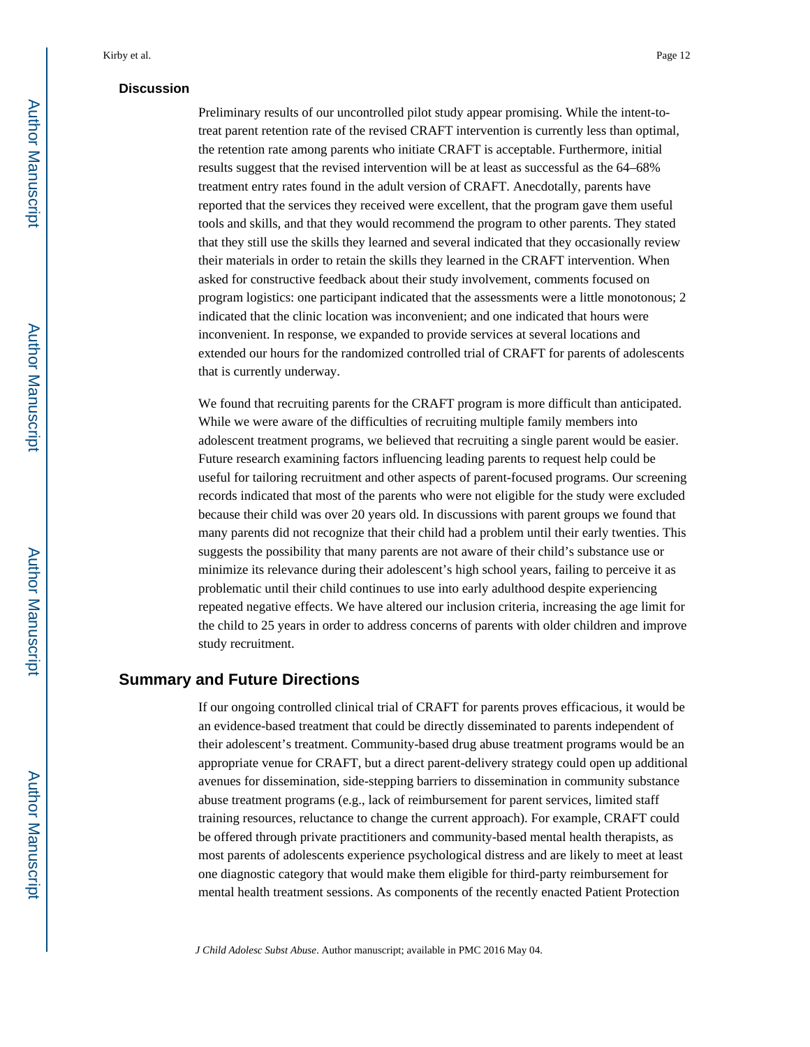### Discussion

Preliminary results of our uncontrolled pilot study appear promising. While the intent-to-treat parent retention rate of the revised CRAFT intervention is currently less than optimal, the retention rate among parents who initiate CRAFT is acceptable. Furthermore, initial results suggest that the revised intervention will be at least as successful as the 64–68% treatment entry rates found in the adult version of CRAFT. Anecdotally, parents have reported that the services they received were excellent, that the program gave them useful tools and skills, and that they would recommend the program to other parents. They stated that they still use the skills they learned and several indicated that they occasionally review their materials in order to retain the skills they learned in the CRAFT intervention. When asked for constructive feedback about their study involvement, comments focused on program logistics: one participant indicated that the assessments were a little monotonous; 2 indicated that the clinic location was inconvenient; and one indicated that hours were inconvenient. In response, we expanded to provide services at several locations and extended our hours for the randomized controlled trial of CRAFT for parents of adolescents that is currently underway.

We found that recruiting parents for the CRAFT program is more difficult than anticipated. While we were aware of the difficulties of recruiting multiple family members into adolescent treatment programs, we believed that recruiting a single parent would be easier. Future research examining factors influencing leading parents to request help could be useful for tailoring recruitment and other aspects of parent-focused programs. Our screening records indicated that most of the parents who were not eligible for the study were excluded because their child was over 20 years old. In discussions with parent groups we found that many parents did not recognize that their child had a problem until their early twenties. This suggests the possibility that many parents are not aware of their child's substance use or minimize its relevance during their adolescent's high school years, failing to perceive it as problematic until their child continues to use into early adulthood despite experiencing repeated negative effects. We have altered our inclusion criteria, increasing the age limit for the child to 25 years in order to address concerns of parents with older children and improve study recruitment.

## Summary and Future Directions

If our ongoing controlled clinical trial of CRAFT for parents proves efficacious, it would be an evidence-based treatment that could be directly disseminated to parents independent of their adolescent's treatment. Community-based drug abuse treatment programs would be an appropriate venue for CRAFT, but a direct parent-delivery strategy could open up additional avenues for dissemination, side-stepping barriers to dissemination in community substance abuse treatment programs (e.g., lack of reimbursement for parent services, limited staff training resources, reluctance to change the current approach). For example, CRAFT could be offered through private practitioners and community-based mental health therapists, as most parents of adolescents experience psychological distress and are likely to meet at least one diagnostic category that would make them eligible for third-party reimbursement for mental health treatment sessions. As components of the recently enacted Patient Protection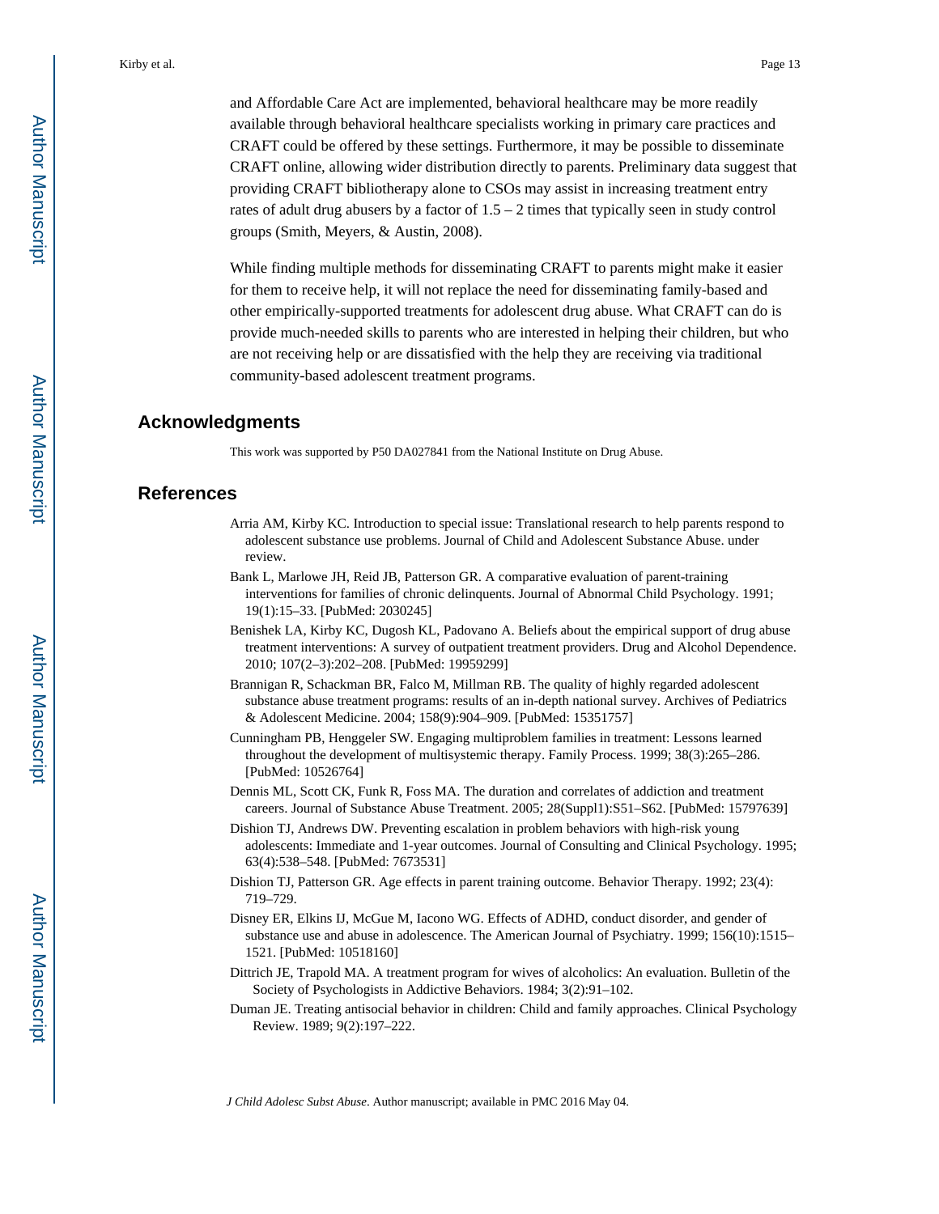and Affordable Care Act are implemented, behavioral healthcare may be more readily available through behavioral healthcare specialists working in primary care practices and CRAFT could be offered by these settings. Furthermore, it may be possible to disseminate CRAFT online, allowing wider distribution directly to parents. Preliminary data suggest that providing CRAFT bibliotherapy alone to CSOs may assist in increasing treatment entry rates of adult drug abusers by a factor of 1.5 – 2 times that typically seen in study control groups (Smith, Meyers, & Austin, 2008).

While finding multiple methods for disseminating CRAFT to parents might make it easier for them to receive help, it will not replace the need for disseminating family-based and other empirically-supported treatments for adolescent drug abuse. What CRAFT can do is provide much-needed skills to parents who are interested in helping their children, but who are not receiving help or are dissatisfied with the help they are receiving via traditional community-based adolescent treatment programs.

## Acknowledgments

This work was supported by P50 DA027841 from the National Institute on Drug Abuse.

## References

Arria AM, Kirby KC. Introduction to special issue: Translational research to help parents respond to adolescent substance use problems. Journal of Child and Adolescent Substance Abuse. under review.

Bank L, Marlowe JH, Reid JB, Patterson GR. A comparative evaluation of parent-training interventions for families of chronic delinquents. Journal of Abnormal Child Psychology. 1991; 19(1):15–33. [PubMed: 2030245]

Benishek LA, Kirby KC, Dugosh KL, Padovano A. Beliefs about the empirical support of drug abuse treatment interventions: A survey of outpatient treatment providers. Drug and Alcohol Dependence. 2010; 107(2–3):202–208. [PubMed: 19959299]

Brannigan R, Schackman BR, Falco M, Millman RB. The quality of highly regarded adolescent substance abuse treatment programs: results of an in-depth national survey. Archives of Pediatrics & Adolescent Medicine. 2004; 158(9):904–909. [PubMed: 15351757]

Cunningham PB, Henggeler SW. Engaging multiproblem families in treatment: Lessons learned throughout the development of multisystemic therapy. Family Process. 1999; 38(3):265–286. [PubMed: 10526764]

Dennis ML, Scott CK, Funk R, Foss MA. The duration and correlates of addiction and treatment careers. Journal of Substance Abuse Treatment. 2005; 28(Suppl1):S51–S62. [PubMed: 15797639]

Dishion TJ, Andrews DW. Preventing escalation in problem behaviors with high-risk young adolescents: Immediate and 1-year outcomes. Journal of Consulting and Clinical Psychology. 1995; 63(4):538–548. [PubMed: 7673531]

Dishion TJ, Patterson GR. Age effects in parent training outcome. Behavior Therapy. 1992; 23(4): 719–729.

Disney ER, Elkins IJ, McGue M, Iacono WG. Effects of ADHD, conduct disorder, and gender of substance use and abuse in adolescence. The American Journal of Psychiatry. 1999; 156(10):1515–1521. [PubMed: 10518160]

Dittrich JE, Trapold MA. A treatment program for wives of alcoholics: An evaluation. Bulletin of the Society of Psychologists in Addictive Behaviors. 1984; 3(2):91–102.

Duman JE. Treating antisocial behavior in children: Child and family approaches. Clinical Psychology Review. 1989; 9(2):197–222.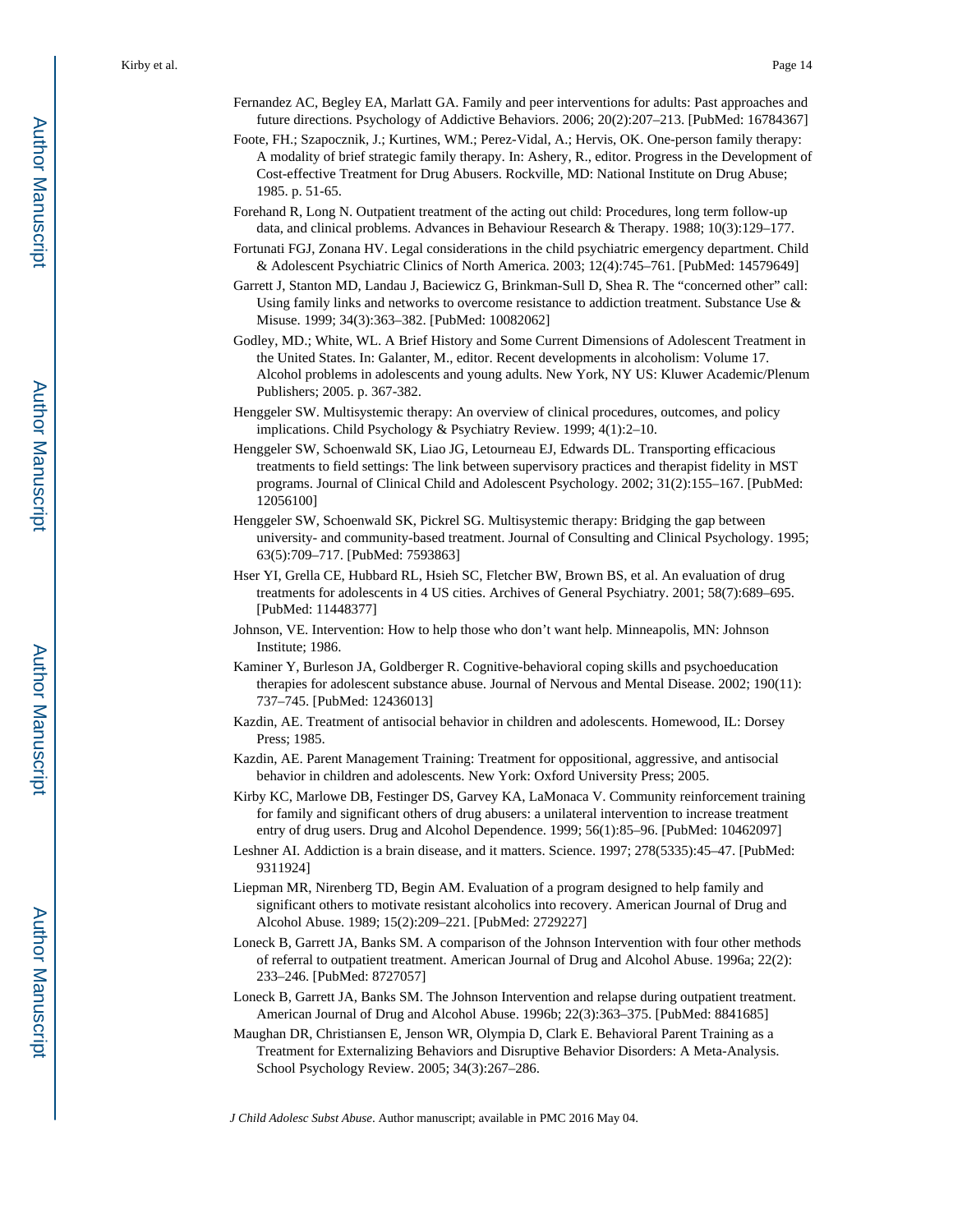Fernandez AC, Begley EA, Marlatt GA. Family and peer interventions for adults: Past approaches and future directions. Psychology of Addictive Behaviors. 2006; 20(2):207–213. [PubMed: 16784367]

Foote, FH.; Szapocznik, J.; Kurtines, WM.; Perez-Vidal, A.; Hervis, OK. One-person family therapy: A modality of brief strategic family therapy. In: Ashery, R., editor. Progress in the Development of Cost-effective Treatment for Drug Abusers. Rockville, MD: National Institute on Drug Abuse; 1985. p. 51-65.

Forehand R, Long N. Outpatient treatment of the acting out child: Procedures, long term follow-up data, and clinical problems. Advances in Behaviour Research & Therapy. 1988; 10(3):129–177.

Fortunati FGJ, Zonana HV. Legal considerations in the child psychiatric emergency department. Child & Adolescent Psychiatric Clinics of North America. 2003; 12(4):745–761. [PubMed: 14579649]

Garrett J, Stanton MD, Landau J, Baciewicz G, Brinkman-Sull D, Shea R. The "concerned other" call: Using family links and networks to overcome resistance to addiction treatment. Substance Use & Misuse. 1999; 34(3):363–382. [PubMed: 10082062]

Godley, MD.; White, WL. A Brief History and Some Current Dimensions of Adolescent Treatment in the United States. In: Galanter, M., editor. Recent developments in alcoholism: Volume 17. Alcohol problems in adolescents and young adults. New York, NY US: Kluwer Academic/Plenum Publishers; 2005. p. 367-382.

Henggeler SW. Multisystemic therapy: An overview of clinical procedures, outcomes, and policy implications. Child Psychology & Psychiatry Review. 1999; 4(1):2–10.

Henggeler SW, Schoenwald SK, Liao JG, Letourneau EJ, Edwards DL. Transporting efficacious treatments to field settings: The link between supervisory practices and therapist fidelity in MST programs. Journal of Clinical Child and Adolescent Psychology. 2002; 31(2):155–167. [PubMed: 12056100]

Henggeler SW, Schoenwald SK, Pickrel SG. Multisystemic therapy: Bridging the gap between university- and community-based treatment. Journal of Consulting and Clinical Psychology. 1995; 63(5):709–717. [PubMed: 7593863]

Hser YI, Grella CE, Hubbard RL, Hsieh SC, Fletcher BW, Brown BS, et al. An evaluation of drug treatments for adolescents in 4 US cities. Archives of General Psychiatry. 2001; 58(7):689–695. [PubMed: 11448377]

Johnson, VE. Intervention: How to help those who don't want help. Minneapolis, MN: Johnson Institute; 1986.

Kaminer Y, Burleson JA, Goldberger R. Cognitive-behavioral coping skills and psychoeducation therapies for adolescent substance abuse. Journal of Nervous and Mental Disease. 2002; 190(11): 737–745. [PubMed: 12436013]

Kazdin, AE. Treatment of antisocial behavior in children and adolescents. Homewood, IL: Dorsey Press; 1985.

Kazdin, AE. Parent Management Training: Treatment for oppositional, aggressive, and antisocial behavior in children and adolescents. New York: Oxford University Press; 2005.

Kirby KC, Marlowe DB, Festinger DS, Garvey KA, LaMonaca V. Community reinforcement training for family and significant others of drug abusers: a unilateral intervention to increase treatment entry of drug users. Drug and Alcohol Dependence. 1999; 56(1):85–96. [PubMed: 10462097]

Leshner AI. Addiction is a brain disease, and it matters. Science. 1997; 278(5335):45–47. [PubMed: 9311924]

Liepman MR, Nirenberg TD, Begin AM. Evaluation of a program designed to help family and significant others to motivate resistant alcoholics into recovery. American Journal of Drug and Alcohol Abuse. 1989; 15(2):209–221. [PubMed: 2729227]

Loneck B, Garrett JA, Banks SM. A comparison of the Johnson Intervention with four other methods of referral to outpatient treatment. American Journal of Drug and Alcohol Abuse. 1996a; 22(2): 233–246. [PubMed: 8727057]

Loneck B, Garrett JA, Banks SM. The Johnson Intervention and relapse during outpatient treatment. American Journal of Drug and Alcohol Abuse. 1996b; 22(3):363–375. [PubMed: 8841685]

Maughan DR, Christiansen E, Jenson WR, Olympia D, Clark E. Behavioral Parent Training as a Treatment for Externalizing Behaviors and Disruptive Behavior Disorders: A Meta-Analysis. School Psychology Review. 2005; 34(3):267–286.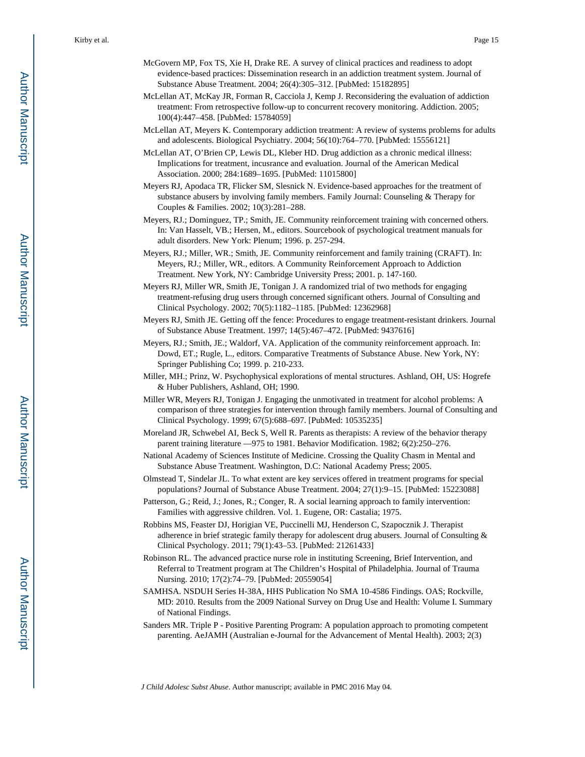McGovern MP, Fox TS, Xie H, Drake RE. A survey of clinical practices and readiness to adopt evidence-based practices: Dissemination research in an addiction treatment system. Journal of Substance Abuse Treatment. 2004; 26(4):305–312. [PubMed: 15182895]

McLellan AT, McKay JR, Forman R, Cacciola J, Kemp J. Reconsidering the evaluation of addiction treatment: From retrospective follow-up to concurrent recovery monitoring. Addiction. 2005; 100(4):447–458. [PubMed: 15784059]

McLellan AT, Meyers K. Contemporary addiction treatment: A review of systems problems for adults and adolescents. Biological Psychiatry. 2004; 56(10):764–770. [PubMed: 15556121]

McLellan AT, O'Brien CP, Lewis DL, Kleber HD. Drug addiction as a chronic medical illness: Implications for treatment, incusrance and evaluation. Journal of the American Medical Association. 2000; 284:1689–1695. [PubMed: 11015800]

Meyers RJ, Apodaca TR, Flicker SM, Slesnick N. Evidence-based approaches for the treatment of substance abusers by involving family members. Family Journal: Counseling & Therapy for Couples & Families. 2002; 10(3):281–288.

Meyers, RJ.; Dominguez, TP.; Smith, JE. Community reinforcement training with concerned others. In: Van Hasselt, VB.; Hersen, M., editors. Sourcebook of psychological treatment manuals for adult disorders. New York: Plenum; 1996. p. 257-294.

Meyers, RJ.; Miller, WR.; Smith, JE. Community reinforcement and family training (CRAFT). In: Meyers, RJ.; Miller, WR., editors. A Community Reinforcement Approach to Addiction Treatment. New York, NY: Cambridge University Press; 2001. p. 147-160.

Meyers RJ, Miller WR, Smith JE, Tonigan J. A randomized trial of two methods for engaging treatment-refusing drug users through concerned significant others. Journal of Consulting and Clinical Psychology. 2002; 70(5):1182–1185. [PubMed: 12362968]

Meyers RJ, Smith JE. Getting off the fence: Procedures to engage treatment-resistant drinkers. Journal of Substance Abuse Treatment. 1997; 14(5):467–472. [PubMed: 9437616]

Meyers, RJ.; Smith, JE.; Waldorf, VA. Application of the community reinforcement approach. In: Dowd, ET.; Rugle, L., editors. Comparative Treatments of Substance Abuse. New York, NY: Springer Publishing Co; 1999. p. 210-233.

Miller, MH.; Prinz, W. Psychophysical explorations of mental structures. Ashland, OH, US: Hogrefe & Huber Publishers, Ashland, OH; 1990.

Miller WR, Meyers RJ, Tonigan J. Engaging the unmotivated in treatment for alcohol problems: A comparison of three strategies for intervention through family members. Journal of Consulting and Clinical Psychology. 1999; 67(5):688–697. [PubMed: 10535235]

Moreland JR, Schwebel AI, Beck S, Well R. Parents as therapists: A review of the behavior therapy parent training literature —975 to 1981. Behavior Modification. 1982; 6(2):250–276.

National Academy of Sciences Institute of Medicine. Crossing the Quality Chasm in Mental and Substance Abuse Treatment. Washington, D.C: National Academy Press; 2005.

Olmstead T, Sindelar JL. To what extent are key services offered in treatment programs for special populations? Journal of Substance Abuse Treatment. 2004; 27(1):9–15. [PubMed: 15223088]

Patterson, G.; Reid, J.; Jones, R.; Conger, R. A social learning approach to family intervention: Families with aggressive children. Vol. 1. Eugene, OR: Castalia; 1975.

Robbins MS, Feaster DJ, Horigian VE, Puccinelli MJ, Henderson C, Szapocznik J. Therapist adherence in brief strategic family therapy for adolescent drug abusers. Journal of Consulting & Clinical Psychology. 2011; 79(1):43–53. [PubMed: 21261433]

Robinson RL. The advanced practice nurse role in instituting Screening, Brief Intervention, and Referral to Treatment program at The Children's Hospital of Philadelphia. Journal of Trauma Nursing. 2010; 17(2):74–79. [PubMed: 20559054]

SAMHSA. NSDUH Series H-38A, HHS Publication No SMA 10-4586 Findings. OAS; Rockville, MD: 2010. Results from the 2009 National Survey on Drug Use and Health: Volume I. Summary of National Findings.

Sanders MR. Triple P - Positive Parenting Program: A population approach to promoting competent parenting. AeJAMH (Australian e-Journal for the Advancement of Mental Health). 2003; 2(3)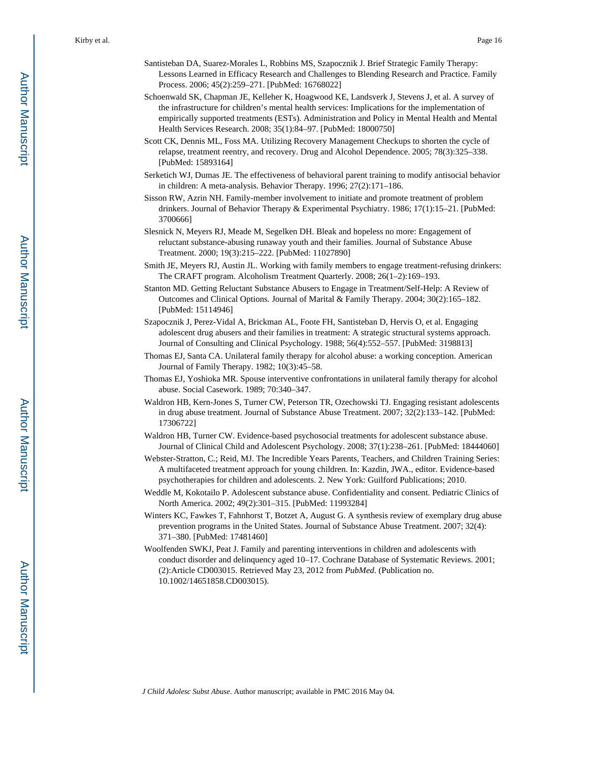Santisteban DA, Suarez-Morales L, Robbins MS, Szapocznik J. Brief Strategic Family Therapy: Lessons Learned in Efficacy Research and Challenges to Blending Research and Practice. Family Process. 2006; 45(2):259–271. [PubMed: 16768022]

Schoenwald SK, Chapman JE, Kelleher K, Hoagwood KE, Landsverk J, Stevens J, et al. A survey of the infrastructure for children's mental health services: Implications for the implementation of empirically supported treatments (ESTs). Administration and Policy in Mental Health and Mental Health Services Research. 2008; 35(1):84–97. [PubMed: 18000750]

Scott CK, Dennis ML, Foss MA. Utilizing Recovery Management Checkups to shorten the cycle of relapse, treatment reentry, and recovery. Drug and Alcohol Dependence. 2005; 78(3):325–338. [PubMed: 15893164]

Serketich WJ, Dumas JE. The effectiveness of behavioral parent training to modify antisocial behavior in children: A meta-analysis. Behavior Therapy. 1996; 27(2):171–186.

Sisson RW, Azrin NH. Family-member involvement to initiate and promote treatment of problem drinkers. Journal of Behavior Therapy & Experimental Psychiatry. 1986; 17(1):15–21. [PubMed: 3700666]

Slesnick N, Meyers RJ, Meade M, Segelken DH. Bleak and hopeless no more: Engagement of reluctant substance-abusing runaway youth and their families. Journal of Substance Abuse Treatment. 2000; 19(3):215–222. [PubMed: 11027890]

Smith JE, Meyers RJ, Austin JL. Working with family members to engage treatment-refusing drinkers: The CRAFT program. Alcoholism Treatment Quarterly. 2008; 26(1–2):169–193.

Stanton MD. Getting Reluctant Substance Abusers to Engage in Treatment/Self-Help: A Review of Outcomes and Clinical Options. Journal of Marital & Family Therapy. 2004; 30(2):165–182. [PubMed: 15114946]

Szapocznik J, Perez-Vidal A, Brickman AL, Foote FH, Santisteban D, Hervis O, et al. Engaging adolescent drug abusers and their families in treatment: A strategic structural systems approach. Journal of Consulting and Clinical Psychology. 1988; 56(4):552–557. [PubMed: 3198813]

Thomas EJ, Santa CA. Unilateral family therapy for alcohol abuse: a working conception. American Journal of Family Therapy. 1982; 10(3):45–58.

Thomas EJ, Yoshioka MR. Spouse interventive confrontations in unilateral family therapy for alcohol abuse. Social Casework. 1989; 70:340–347.

Waldron HB, Kern-Jones S, Turner CW, Peterson TR, Ozechowski TJ. Engaging resistant adolescents in drug abuse treatment. Journal of Substance Abuse Treatment. 2007; 32(2):133–142. [PubMed: 17306722]

Waldron HB, Turner CW. Evidence-based psychosocial treatments for adolescent substance abuse. Journal of Clinical Child and Adolescent Psychology. 2008; 37(1):238–261. [PubMed: 18444060]

Webster-Stratton, C.; Reid, MJ. The Incredible Years Parents, Teachers, and Children Training Series: A multifaceted treatment approach for young children. In: Kazdin, JWA., editor. Evidence-based psychotherapies for children and adolescents. 2. New York: Guilford Publications; 2010.

Weddle M, Kokotailo P. Adolescent substance abuse. Confidentiality and consent. Pediatric Clinics of North America. 2002; 49(2):301–315. [PubMed: 11993284]

Winters KC, Fawkes T, Fahnhorst T, Botzet A, August G. A synthesis review of exemplary drug abuse prevention programs in the United States. Journal of Substance Abuse Treatment. 2007; 32(4): 371–380. [PubMed: 17481460]

Woolfenden SWKJ, Peat J. Family and parenting interventions in children and adolescents with conduct disorder and delinquency aged 10–17. Cochrane Database of Systematic Reviews. 2001; (2):Article CD003015. Retrieved May 23, 2012 from *PubMed*. (Publication no. 10.1002/14651858.CD003015).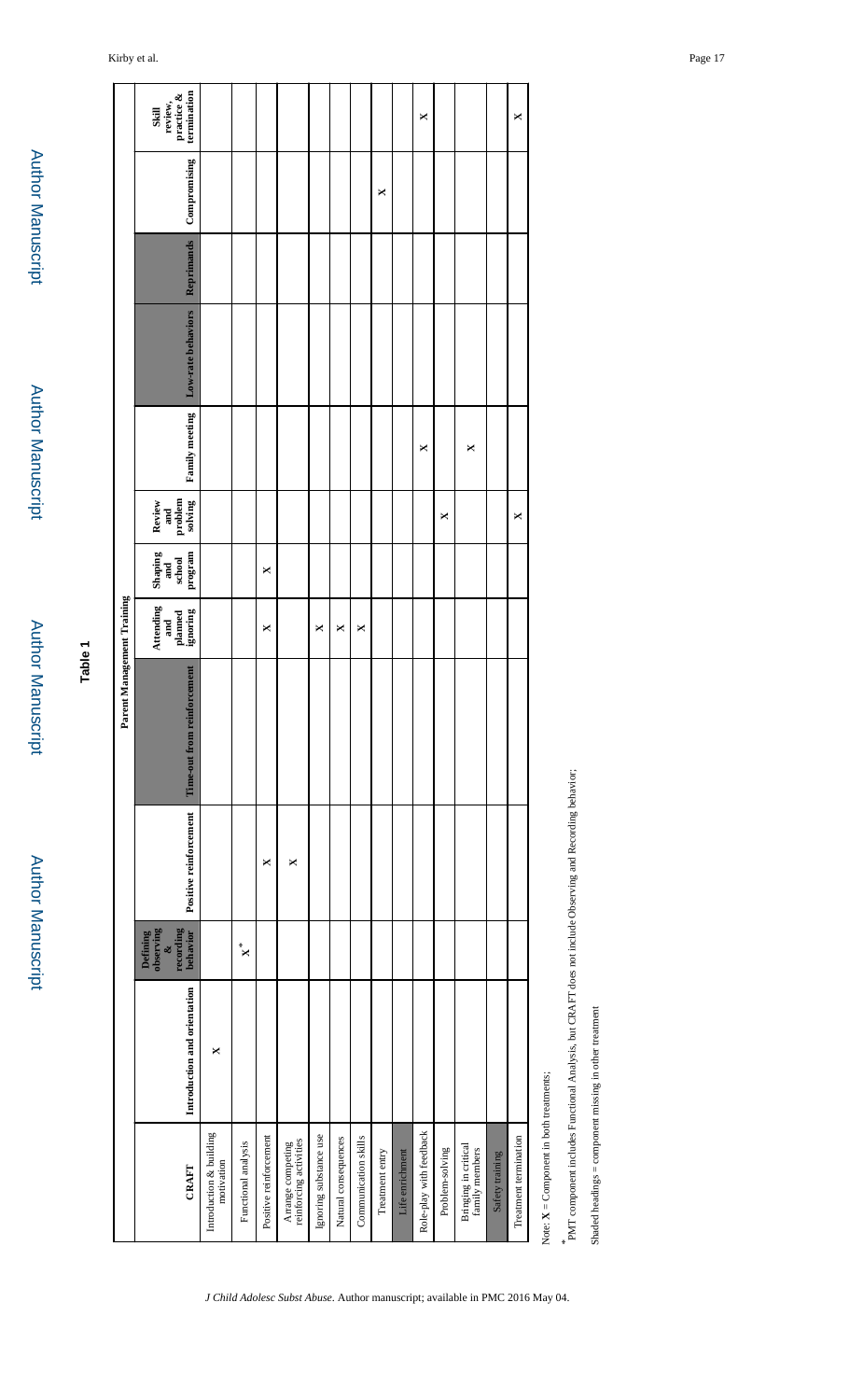**Table 1**

| CRAFT | Parent Management Training | | | | | | | | | | | |
|---|---|---|---|---|---|---|---|---|---|---|---|---|
| | Introduction and orientation | Defining observing & recording behavior | Positive reinforcement | Time-out from reinforcement | Attending and planned ignoring | Shaping and school program | Review and problem solving | Family meeting | Low-rate behaviors | Reprimands | Compromising | Skill review, practice & termination |
| Introduction & building motivation | X | | | | | | | | | | | |
| Functional analysis | | X* | | | | | | | | | | |
| Positive reinforcement | | | X | | X | X | | | | | | |
| Arrange competing reinforcing activities | | | X | | | | | | | | | |
| Ignoring substance use | | | | | X | | | | | | | |
| Natural consequences | | | | | X | | | | | | | |
| Communication skills | | | | | X | | | | | | | |
| Treatment entry | | | | | | | | | | | X | |
| Life enrichment | | | | | | | | | | | | |
| Role-play with feedback | | | | | | | | X | | | | X |
| Problem-solving | | | | | | | X | | | | | |
| Bringing in critical family members | | | | | | | | X | | | | |
| Safety training | | | | | | | | | | | | |
| Treatment termination | | | | | | | X | | | | | X |

Note: X = Component in both treatments;

*PMT component includes Functional Analysis, but CRAFT does not include Observing and Recording behavior;

Shaded headings = component missing in other treatment